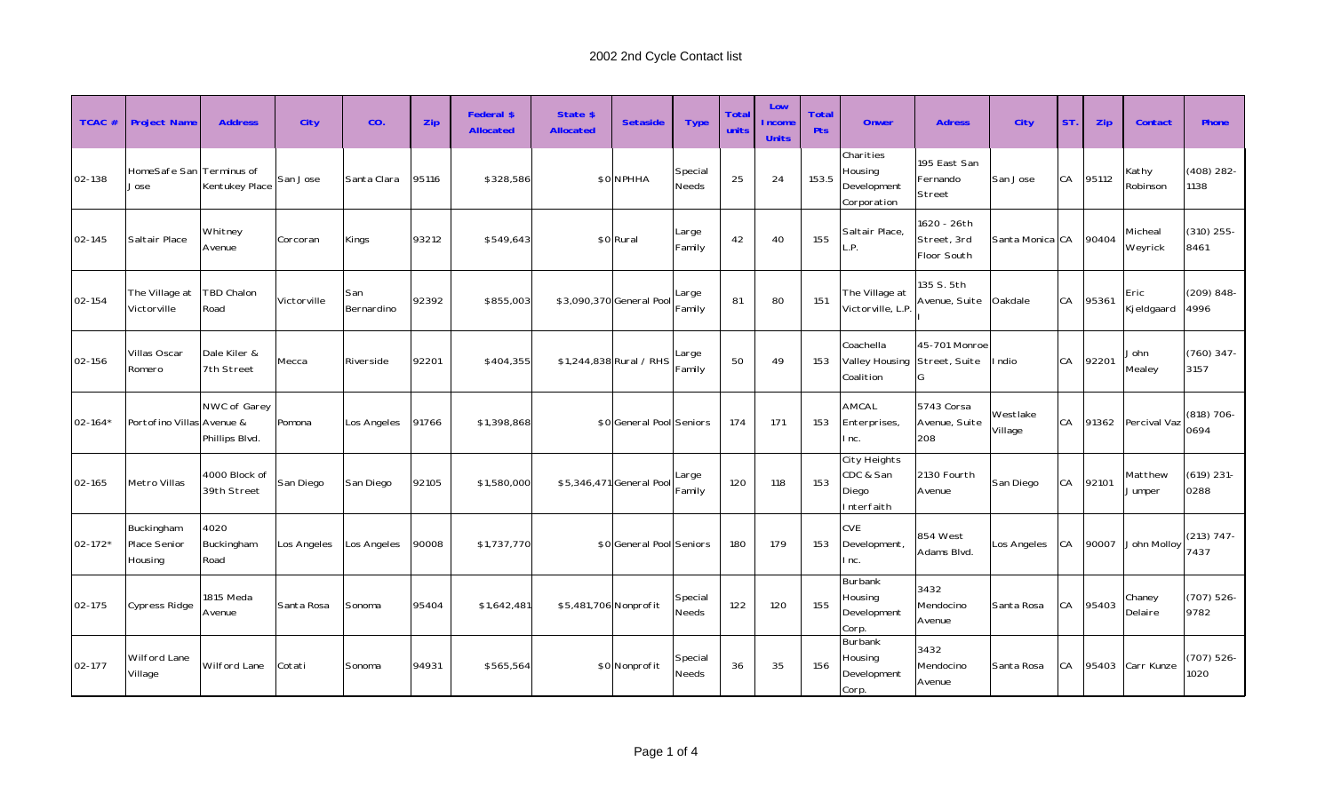# 2002 2nd Cycle Contact list

| TCAC # | Project Name | Address | City | CO. | Zip | Federal $ Allocated | State $ Allocated | Setaside | Type | Total units | Low Income Units | Total Pts | Onwer | Adress | City | ST. | Zip | Contact | Phone |
|---|---|---|---|---|---|---|---|---|---|---|---|---|---|---|---|---|---|---|---|
| 02-138 | HomeSafe San Jose | Terminus of Kentukey Place | San Jose | Santa Clara | 95116 | $328,586 | $0 | NPHHA | Special Needs | 25 | 24 | 153.5 | Charities Housing Development Corporation | 195 East San Fernando Street | San Jose | CA | 95112 | Kathy Robinson | (408) 282-1138 |
| 02-145 | Saltair Place | Whitney Avenue | Corcoran | Kings | 93212 | $549,643 | $0 | Rural | Large Family | 42 | 40 | 155 | Saltair Place, L.P. | 1620 - 26th Street, 3rd Floor South | Santa Monica | CA | 90404 | Micheal Weyrick | (310) 255-8461 |
| 02-154 | The Village at Victorville | TBD Chalon Road | Victorville | San Bernardino | 92392 | $855,003 | $3,090,370 | General Pool | Large Family | 81 | 80 | 151 | The Village at Victorville, L.P. | 135 S. 5th Avenue, Suite I | Oakdale | CA | 95361 | Eric Kjeldgaard | (209) 848-4996 |
| 02-156 | Villas Oscar Romero | Dale Kiler & 7th Street | Mecca | Riverside | 92201 | $404,355 | $1,244,838 | Rural / RHS | Large Family | 50 | 49 | 153 | Coachella Valley Housing Coalition | 45-701 Monroe Street, Suite G | Indio | CA | 92201 | John Mealey | (760) 347-3157 |
| 02-164* | Portofino Villas | NWC of Garey Avenue & Phillips Blvd. | Pomona | Los Angeles | 91766 | $1,398,868 | $0 | General Pool | Seniors | 174 | 171 | 153 | AMCAL Enterprises, Inc. | 5743 Corsa Avenue, Suite 208 | Westlake Village | CA | 91362 | Percival Vaz | (818) 706-0694 |
| 02-165 | Metro Villas | 4000 Block of 39th Street | San Diego | San Diego | 92105 | $1,580,000 | $5,346,471 | General Pool | Large Family | 120 | 118 | 153 | City Heights CDC & San Diego Interfaith | 2130 Fourth Avenue | San Diego | CA | 92101 | Matthew Jumper | (619) 231-0288 |
| 02-172* | Buckingham Place Senior Housing | 4020 Buckingham Road | Los Angeles | Los Angeles | 90008 | $1,737,770 | $0 | General Pool | Seniors | 180 | 179 | 153 | CVE Development, Inc. | 854 West Adams Blvd. | Los Angeles | CA | 90007 | John Molloy | (213) 747-7437 |
| 02-175 | Cypress Ridge | 1815 Meda Avenue | Santa Rosa | Sonoma | 95404 | $1,642,481 | $5,481,706 | Nonprofit | Special Needs | 122 | 120 | 155 | Burbank Housing Development Corp. | 3432 Mendocino Avenue | Santa Rosa | CA | 95403 | Chaney Delaire | (707) 526-9782 |
| 02-177 | Wilford Lane Village | Wilford Lane | Cotati | Sonoma | 94931 | $565,564 | $0 | Nonprofit | Special Needs | 36 | 35 | 156 | Burbank Housing Development Corp. | 3432 Mendocino Avenue | Santa Rosa | CA | 95403 | Carr Kunze | (707) 526-1020 |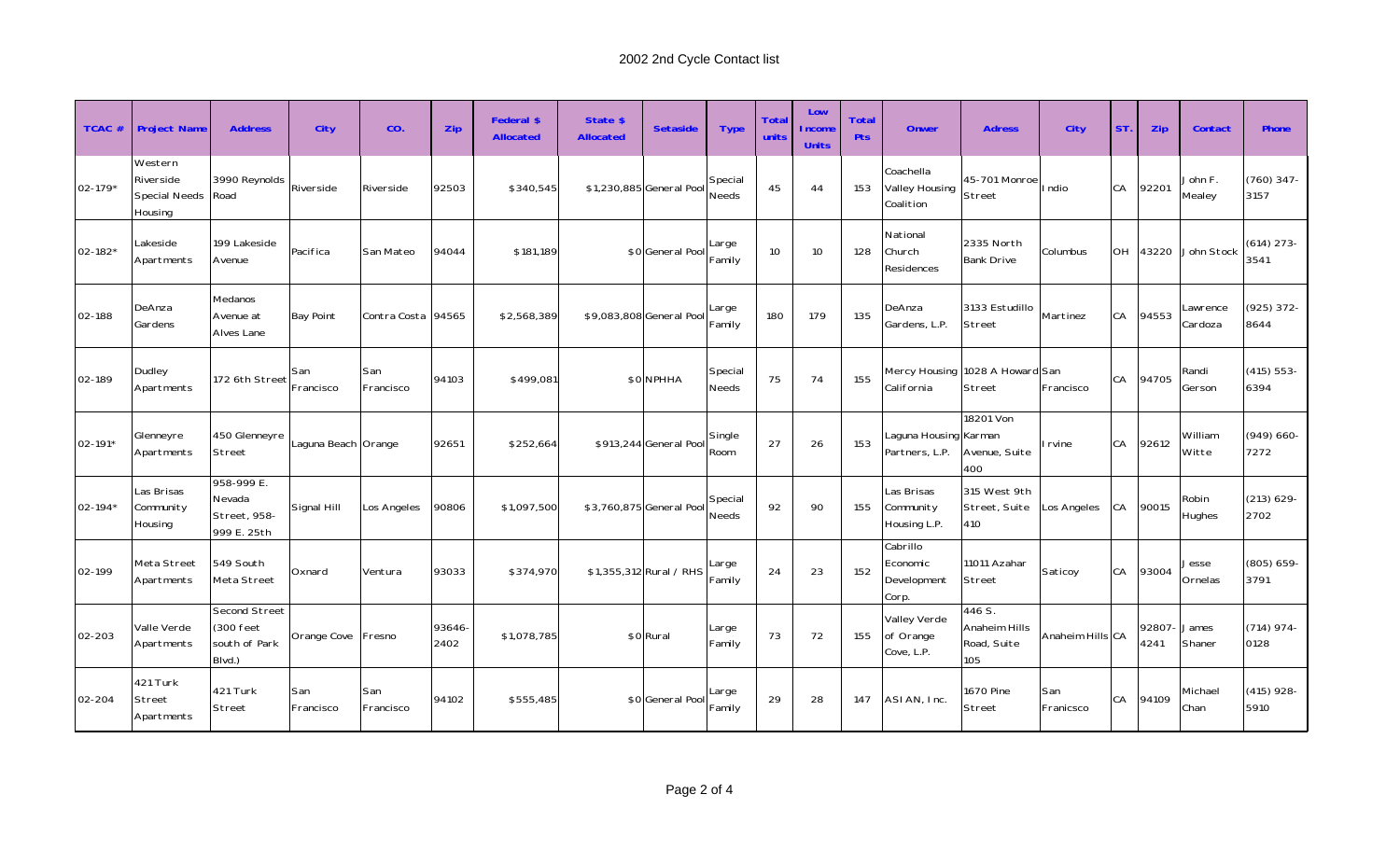# 2002 2nd Cycle Contact list

| TCAC # | Project Name | Address | City | CO. | Zip | Federal $ Allocated | State $ Allocated | Setaside | Type | Total units | Low Income Units | Total Pts | Onwer | Adress | City | ST. | Zip | Contact | Phone |
|---|---|---|---|---|---|---|---|---|---|---|---|---|---|---|---|---|---|---|---|
| 02-179* | Western Riverside Special Needs Housing | 3990 Reynolds Road | Riverside | Riverside | 92503 | $340,545 | $1,230,885 | General Pool | Special Needs | 45 | 44 | 153 | Coachella Valley Housing Coalition | 45-701 Monroe Street | Indio | CA | 92201 | John F. Mealey | (760) 347-3157 |
| 02-182* | Lakeside Apartments | 199 Lakeside Avenue | Pacifica | San Mateo | 94044 | $181,189 | $0 | General Pool | Large Family | 10 | 10 | 128 | National Church Residences | 2335 North Bank Drive | Columbus | OH | 43220 | John Stock | (614) 273-3541 |
| 02-188 | DeAnza Gardens | Medanos Avenue at Alves Lane | Bay Point | Contra Costa | 94565 | $2,568,389 | $9,083,808 | General Pool | Large Family | 180 | 179 | 135 | DeAnza Gardens, L.P. | 3133 Estudillo Street | Martinez | CA | 94553 | Lawrence Cardoza | (925) 372-8644 |
| 02-189 | Dudley Apartments | 172 6th Street | San Francisco | San Francisco | 94103 | $499,081 | $0 | NPHHA | Special Needs | 75 | 74 | 155 | Mercy Housing California | 1028 A Howard Street | San Francisco | CA | 94705 | Randi Gerson | (415) 553-6394 |
| 02-191* | Glenneyre Apartments | 450 Glenneyre Street | Laguna Beach | Orange | 92651 | $252,664 | $913,244 | General Pool | Single Room | 27 | 26 | 153 | Laguna Housing Partners, L.P. | 18201 Von Karman Avenue, Suite 400 | Irvine | CA | 92612 | William Witte | (949) 660-7272 |
| 02-194* | Las Brisas Community Housing | 958-999 E. Nevada Street, 958-999 E. 25th | Signal Hill | Los Angeles | 90806 | $1,097,500 | $3,760,875 | General Pool | Special Needs | 92 | 90 | 155 | Las Brisas Community Housing L.P. | 315 West 9th Street, Suite 410 | Los Angeles | CA | 90015 | Robin Hughes | (213) 629-2702 |
| 02-199 | Meta Street Apartments | 549 South Meta Street | Oxnard | Ventura | 93033 | $374,970 | $1,355,312 | Rural / RHS | Large Family | 24 | 23 | 152 | Cabrillo Economic Development Corp. | 11011 Azahar Street | Saticoy | CA | 93004 | Jesse Ornelas | (805) 659-3791 |
| 02-203 | Valle Verde Apartments | Second Street (300 feet south of Park Blvd.) | Orange Cove | Fresno | 93646-2402 | $1,078,785 | $0 | Rural | Large Family | 73 | 72 | 155 | Valley Verde of Orange Cove, L.P. | 446 S. Anaheim Hills Road, Suite 105 | Anaheim Hills | CA | 92807-4241 | James Shaner | (714) 974-0128 |
| 02-204 | 421 Turk Street Apartments | 421 Turk Street | San Francisco | San Francisco | 94102 | $555,485 | $0 | General Pool | Large Family | 29 | 28 | 147 | ASIAN, Inc. | 1670 Pine Street | San Franicsco | CA | 94109 | Michael Chan | (415) 928-5910 |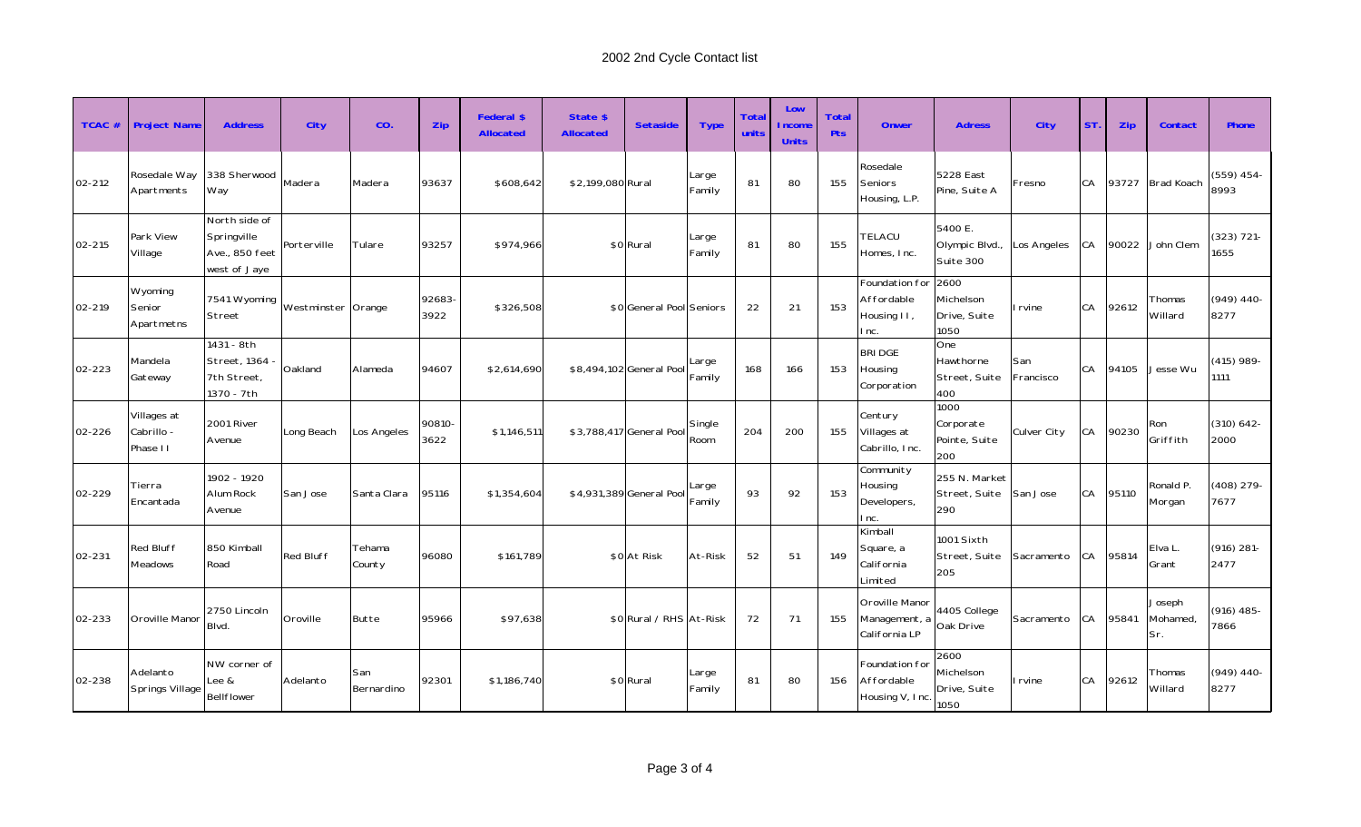# 2002 2nd Cycle Contact list

| TCAC # | Project Name | Address | City | CO. | Zip | Federal $ Allocated | State $ Allocated | Setaside | Type | Total units | Low Income Units | Total Pts | Onwer | Adress | City | ST. | Zip | Contact | Phone |
|---|---|---|---|---|---|---|---|---|---|---|---|---|---|---|---|---|---|---|---|
| 02-212 | Rosedale Way Apartments | 338 Sherwood Way | Madera | Madera | 93637 | $608,642 | $2,199,080 | Rural | Large Family | 81 | 80 | 155 | Rosedale Seniors Housing, L.P. | 5228 East Pine, Suite A | Fresno | CA | 93727 | Brad Koach | (559) 454-8993 |
| 02-215 | Park View Village | North side of Springville Ave., 850 feet west of Jaye | Porterville | Tulare | 93257 | $974,966 | $0 | Rural | Large Family | 81 | 80 | 155 | TELACU Homes, Inc. | 5400 E. Olympic Blvd., Suite 300 | Los Angeles | CA | 90022 | John Clem | (323) 721-1655 |
| 02-219 | Wyoming Senior Apartmetns | 7541 Wyoming Street | Westminster | Orange | 92683-3922 | $326,508 | $0 | General Pool | Seniors | 22 | 21 | 153 | Foundation for Affordable Housing II, Inc. | 2600 Michelson Drive, Suite 1050 | Irvine | CA | 92612 | Thomas Willard | (949) 440-8277 |
| 02-223 | Mandela Gateway | 1431 - 8th Street, 1364 - 7th Street, 1370 - 7th | Oakland | Alameda | 94607 | $2,614,690 | $8,494,102 | General Pool | Large Family | 168 | 166 | 153 | BRIDGE Housing Corporation | One Hawthorne Street, Suite 400 | San Francisco | CA | 94105 | Jesse Wu | (415) 989-1111 |
| 02-226 | Villages at Cabrillo - Phase II | 2001 River Avenue | Long Beach | Los Angeles | 90810-3622 | $1,146,511 | $3,788,417 | General Pool | Single Room | 204 | 200 | 155 | Century Villages at Cabrillo, Inc. | 1000 Corporate Pointe, Suite 200 | Culver City | CA | 90230 | Ron Griffith | (310) 642-2000 |
| 02-229 | Tierra Encantada | 1902 - 1920 Alum Rock Avenue | San Jose | Santa Clara | 95116 | $1,354,604 | $4,931,389 | General Pool | Large Family | 93 | 92 | 153 | Community Housing Developers, Inc. | 255 N. Market Street, Suite 290 | San Jose | CA | 95110 | Ronald P. Morgan | (408) 279-7677 |
| 02-231 | Red Bluff Meadows | 850 Kimball Road | Red Bluff | Tehama County | 96080 | $161,789 | $0 | At Risk | At-Risk | 52 | 51 | 149 | Kimball Square, a California Limited | 1001 Sixth Street, Suite 205 | Sacramento | CA | 95814 | Elva L. Grant | (916) 281-2477 |
| 02-233 | Oroville Manor | 2750 Lincoln Blvd. | Oroville | Butte | 95966 | $97,638 | $0 | Rural / RHS | At-Risk | 72 | 71 | 155 | Oroville Manor Management, a California LP | 4405 College Oak Drive | Sacramento | CA | 95841 | Joseph Mohamed, Sr. | (916) 485-7866 |
| 02-238 | Adelanto Springs Village | NW corner of Lee & Bellflower | Adelanto | San Bernardino | 92301 | $1,186,740 | $0 | Rural | Large Family | 81 | 80 | 156 | Foundation for Affordable Housing V, Inc. | 2600 Michelson Drive, Suite 1050 | Irvine | CA | 92612 | Thomas Willard | (949) 440-8277 |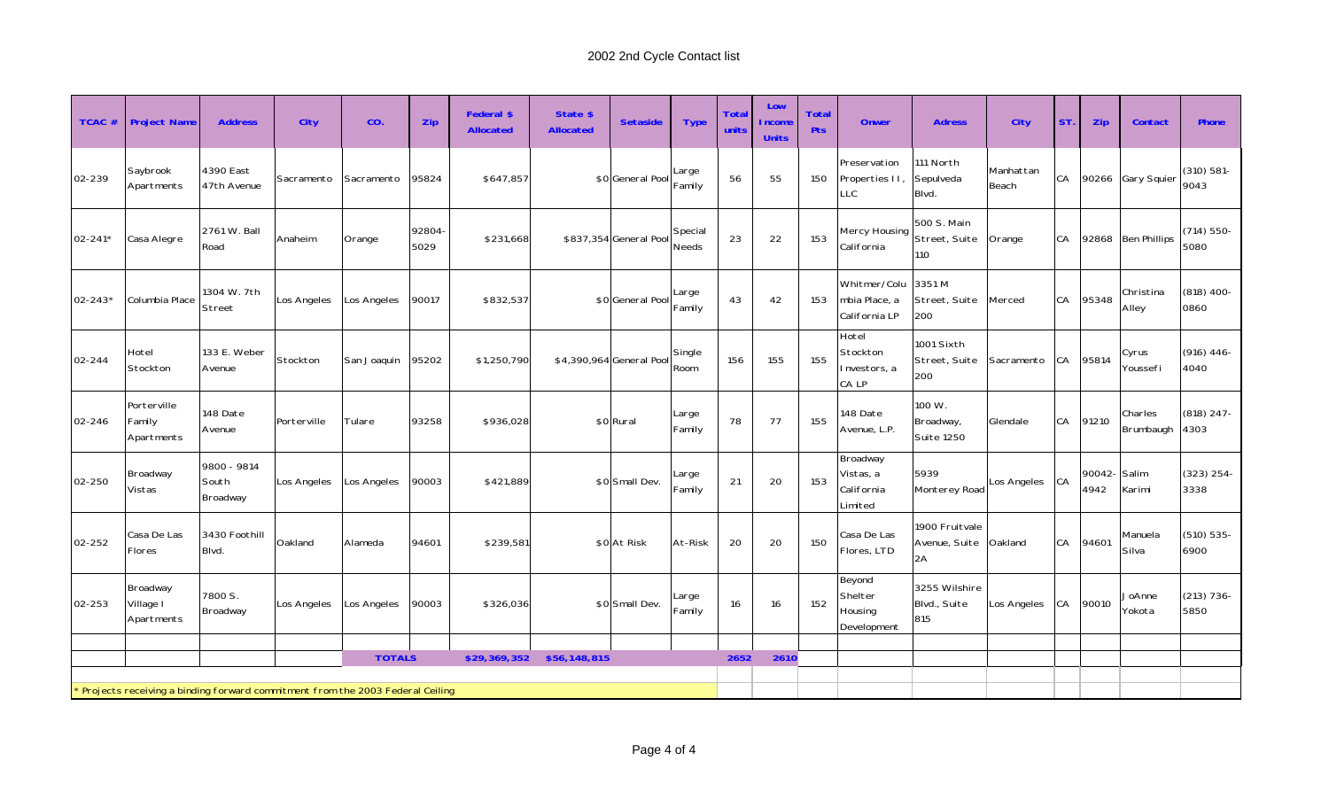# 2002 2nd Cycle Contact list

| TCAC # | Project Name | Address | City | CO. | Zip | Federal $ Allocated | State $ Allocated | Setaside | Type | Total units | Low Income Units | Total Pts | Onwer | Adress | City | ST. | Zip | Contact | Phone |
|---|---|---|---|---|---|---|---|---|---|---|---|---|---|---|---|---|---|---|---|
| 02-239 | Saybrook Apartments | 4390 East 47th Avenue | Sacramento | Sacramento | 95824 | $647,857 | $0 | General Pool | Large Family | 56 | 55 | 150 | Preservation Properties II, LLC | 111 North Sepulveda Blvd. | Manhattan Beach | CA | 90266 | Gary Squier | (310) 581-9043 |
| 02-241* | Casa Alegre | 2761 W. Ball Road | Anaheim | Orange | 92804-5029 | $231,668 | $837,354 | General Pool | Special Needs | 23 | 22 | 153 | Mercy Housing California | 500 S. Main Street, Suite 110 | Orange | CA | 92868 | Ben Phillips | (714) 550-5080 |
| 02-243* | Columbia Place | 1304 W. 7th Street | Los Angeles | Los Angeles | 90017 | $832,537 | $0 | General Pool | Large Family | 43 | 42 | 153 | Whitmer/Columbia Place, a California LP | 3351 M Street, Suite 200 | Merced | CA | 95348 | Christina Alley | (818) 400-0860 |
| 02-244 | Hotel Stockton | 133 E. Weber Avenue | Stockton | San Joaquin | 95202 | $1,250,790 | $4,390,964 | General Pool | Single Room | 156 | 155 | 155 | Hotel Stockton Investors, a CA LP | 1001 Sixth Street, Suite 200 | Sacramento | CA | 95814 | Cyrus Youssefi | (916) 446-4040 |
| 02-246 | Porterville Family Apartments | 148 Date Avenue | Porterville | Tulare | 93258 | $936,028 | $0 | Rural | Large Family | 78 | 77 | 155 | 148 Date Avenue, L.P. | 100 W. Broadway, Suite 1250 | Glendale | CA | 91210 | Charles Brumbaugh | (818) 247-4303 |
| 02-250 | Broadway Vistas | 9800 - 9814 South Broadway | Los Angeles | Los Angeles | 90003 | $421,889 | $0 | Small Dev. | Large Family | 21 | 20 | 153 | Broadway Vistas, a California Limited | 5939 Monterey Road | Los Angeles | CA | 90042-4942 | Salim Karimi | (323) 254-3338 |
| 02-252 | Casa De Las Flores | 3430 Foothill Blvd. | Oakland | Alameda | 94601 | $239,581 | $0 | At Risk | At-Risk | 20 | 20 | 150 | Casa De Las Flores, LTD | 1900 Fruitvale Avenue, Suite 2A | Oakland | CA | 94601 | Manuela Silva | (510) 535-6900 |
| 02-253 | Broadway Village I Apartments | 7800 S. Broadway | Los Angeles | Los Angeles | 90003 | $326,036 | $0 | Small Dev. | Large Family | 16 | 16 | 152 | Beyond Shelter Housing Development | 3255 Wilshire Blvd., Suite 815 | Los Angeles | CA | 90010 | JoAnne Yokota | (213) 736-5850 |
| | | | | TOTALS | | $29,369,352 | $56,148,815 | | | 2652 | 2610 | | | | | | | | |

\* Projects receiving a binding forward commitment from the 2003 Federal Ceiling